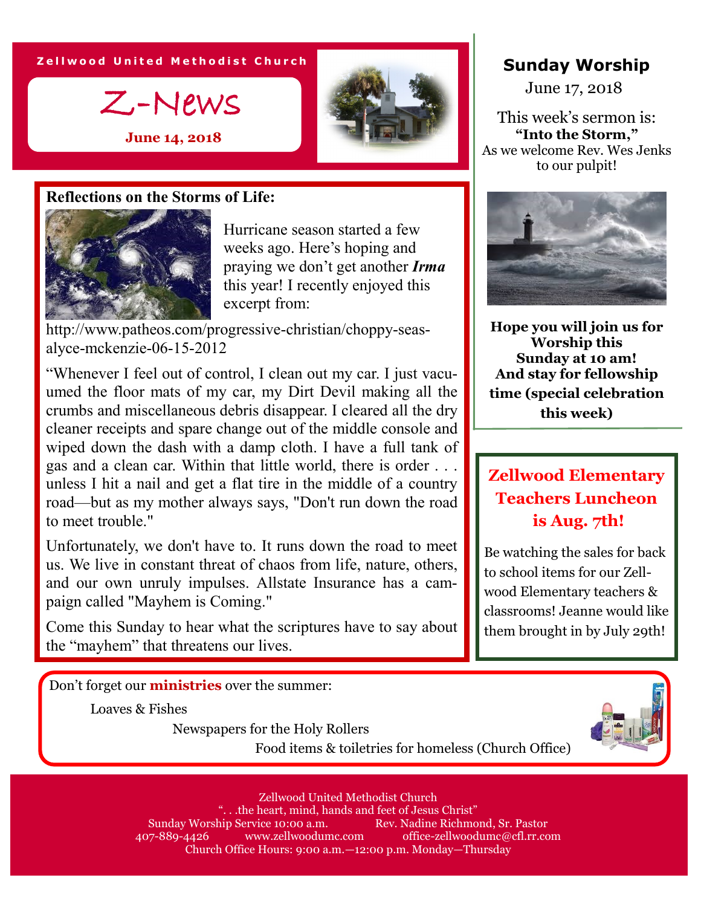Zellwood United Methodist Church

# Z-News

**June 14, 2018**

## Reflections on the Storms of Life:

Hurricane season started a few weeks ago. Here's hoping and praying we don't get another ***Irma*** this year! I recently enjoyed this excerpt from:

http://www.patheos.com/progressive-christian/choppy-seas-alyce-mckenzie-06-15-2012

"Whenever I feel out of control, I clean out my car. I just vacuumed the floor mats of my car, my Dirt Devil making all the crumbs and miscellaneous debris disappear. I cleared all the dry cleaner receipts and spare change out of the middle console and wiped down the dash with a damp cloth. I have a full tank of gas and a clean car. Within that little world, there is order . . . unless I hit a nail and get a flat tire in the middle of a country road—but as my mother always says, "Don't run down the road to meet trouble."

Unfortunately, we don't have to. It runs down the road to meet us. We live in constant threat of chaos from life, nature, others, and our own unruly impulses. Allstate Insurance has a campaign called "Mayhem is Coming."

Come this Sunday to hear what the scriptures have to say about the "mayhem" that threatens our lives.

## Sunday Worship

June 17, 2018

This week's sermon is:
**"Into the Storm,"**
As we welcome Rev. Wes Jenks to our pulpit!

**Hope you will join us for Worship this Sunday at 10 am! And stay for fellowship time (special celebration this week)**

## Zellwood Elementary Teachers Luncheon is Aug. 7th!

Be watching the sales for back to school items for our Zellwood Elementary teachers & classrooms! Jeanne would like them brought in by July 29th!

Don't forget our **ministries** over the summer:

- Loaves & Fishes
- Newspapers for the Holy Rollers
- Food items & toiletries for homeless (Church Office)

Zellwood United Methodist Church
". . .the heart, mind, hands and feet of Jesus Christ"
Sunday Worship Service 10:00 a.m. Rev. Nadine Richmond, Sr. Pastor
407-889-4426 www.zellwoodumc.com office-zellwoodumc@cfl.rr.com
Church Office Hours: 9:00 a.m.—12:00 p.m. Monday—Thursday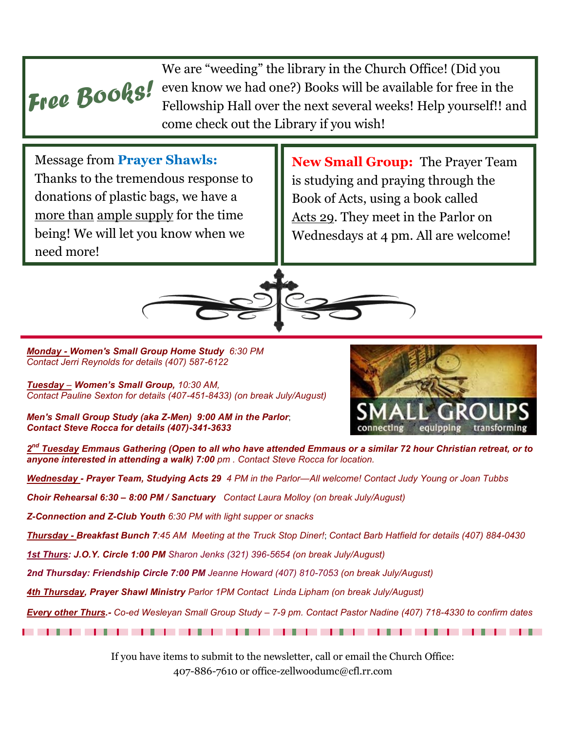## *Free Books!*

We are "weeding" the library in the Church Office! (Did you even know we had one?) Books will be available for free in the Fellowship Hall over the next several weeks! Help yourself!! and come check out the Library if you wish!

Message from **Prayer Shawls:** Thanks to the tremendous response to donations of plastic bags, we have a more than ample supply for the time being! We will let you know when we need more!

**New Small Group:** The Prayer Team is studying and praying through the Book of Acts, using a book called Acts 29. They meet in the Parlor on Wednesdays at 4 pm. All are welcome!

SMALL GROUPS
connecting equipping transforming

***Monday - Women's Small Group Home Study*** *6:30 PM*
*Contact Jerri Reynolds for details (407) 587-6122*

***Tuesday – Women's Small Group,*** *10:30 AM,*
*Contact Pauline Sexton for details (407-451-8433) (on break July/August)*

***Men's Small Group Study (aka Z-Men) 9:00 AM in the Parlor****;*
***Contact Steve Rocca for details (407)-341-3633***

***2nd Tuesday Emmaus Gathering (Open to all who have attended Emmaus or a similar 72 hour Christian retreat, or to anyone interested in attending a walk) 7:00*** *pm . Contact Steve Rocca for location.*

***Wednesday - Prayer Team, Studying Acts 29*** *4 PM in the Parlor—All welcome! Contact Judy Young or Joan Tubbs*

***Choir Rehearsal 6:30 – 8:00 PM / Sanctuary*** *Contact Laura Molloy (on break July/August)*

***Z-Connection and Z-Club Youth*** *6:30 PM with light supper or snacks*

***Thursday - Breakfast Bunch 7****:45 AM Meeting at the Truck Stop Diner!; Contact Barb Hatfield for details (407) 884-0430*

***1st Thurs: J.O.Y. Circle 1:00 PM*** *Sharon Jenks (321) 396-5654 (on break July/August)*

***2nd Thursday: Friendship Circle 7:00 PM*** *Jeanne Howard (407) 810-7053 (on break July/August)*

***4th Thursday, Prayer Shawl Ministry*** *Parlor 1PM Contact Linda Lipham (on break July/August)*

***Every other Thurs.-*** *Co-ed Wesleyan Small Group Study – 7-9 pm. Contact Pastor Nadine (407) 718-4330 to confirm dates*

If you have items to submit to the newsletter, call or email the Church Office:
407-886-7610 or office-zellwoodumc@cfl.rr.com